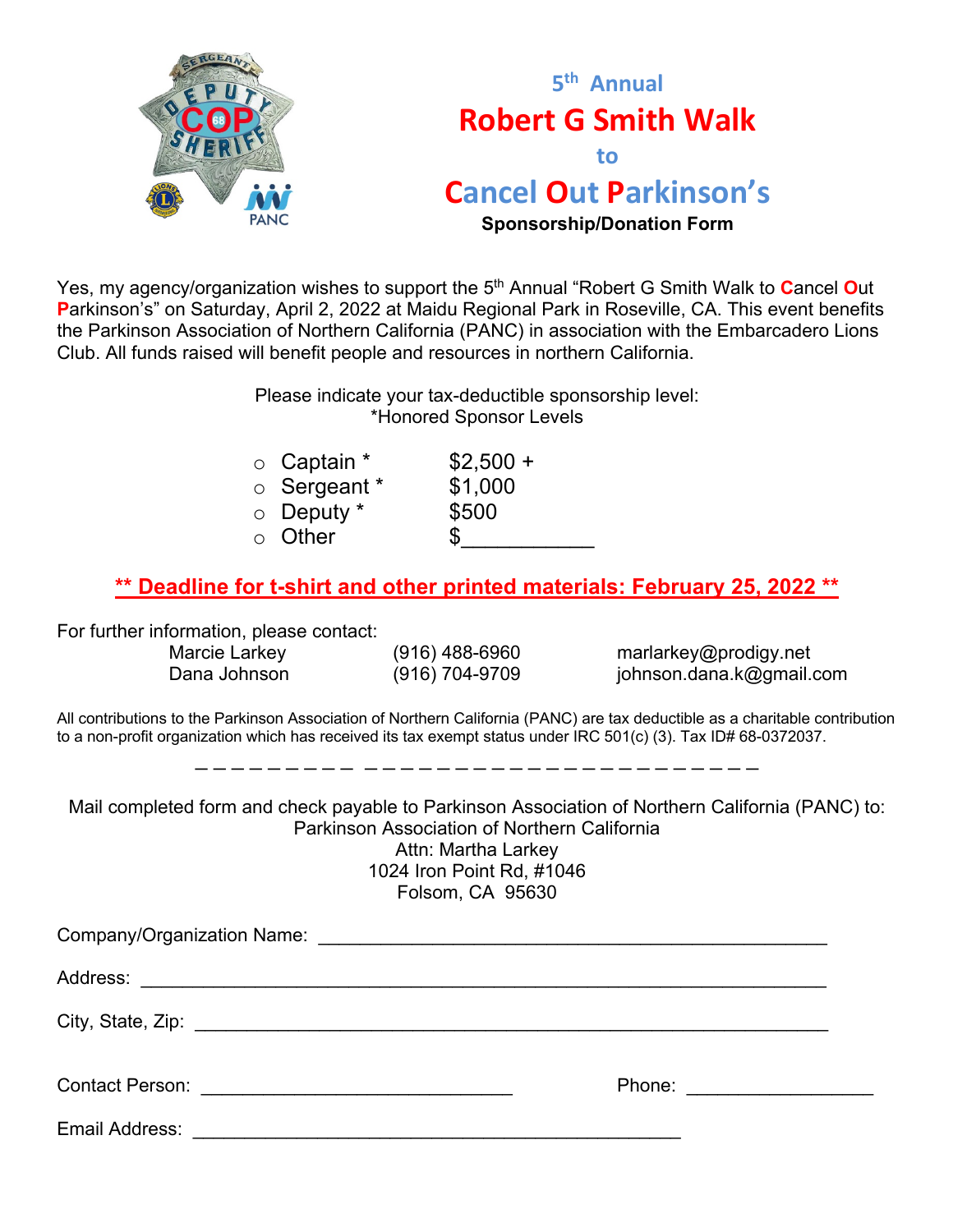# 5th Annual

# Robert G Smith Walk

## to

# Cancel Out Parkinson's

**Sponsorship/Donation Form**

Yes, my agency/organization wishes to support the 5th Annual "Robert G Smith Walk to Cancel Out Parkinson's" on Saturday, April 2, 2022 at Maidu Regional Park in Roseville, CA. This event benefits the Parkinson Association of Northern California (PANC) in association with the Embarcadero Lions Club. All funds raised will benefit people and resources in northern California.

Please indicate your tax-deductible sponsorship level:
*Honored Sponsor Levels

- ○ Captain * $2,500 +
- ○ Sergeant * $1,000
- ○ Deputy * $500
- ○ Other $___________

**\*\* Deadline for t-shirt and other printed materials: February 25, 2022 \*\***

For further information, please contact:

| | | |
|---|---|---|
| Marcie Larkey | (916) 488-6960 | marlarkey@prodigy.net |
| Dana Johnson | (916) 704-9709 | johnson.dana.k@gmail.com |

All contributions to the Parkinson Association of Northern California (PANC) are tax deductible as a charitable contribution to a non-profit organization which has received its tax exempt status under IRC 501(c) (3). Tax ID# 68-0372037.

---

Mail completed form and check payable to Parkinson Association of Northern California (PANC) to:
Parkinson Association of Northern California
Attn: Martha Larkey
1024 Iron Point Rd, #1046
Folsom, CA 95630

Company/Organization Name: ______________________________________________

Address: ______________________________________________________________

City, State, Zip: _________________________________________________________

Contact Person: _____________________________ Phone: _________________

Email Address: ______________________________________________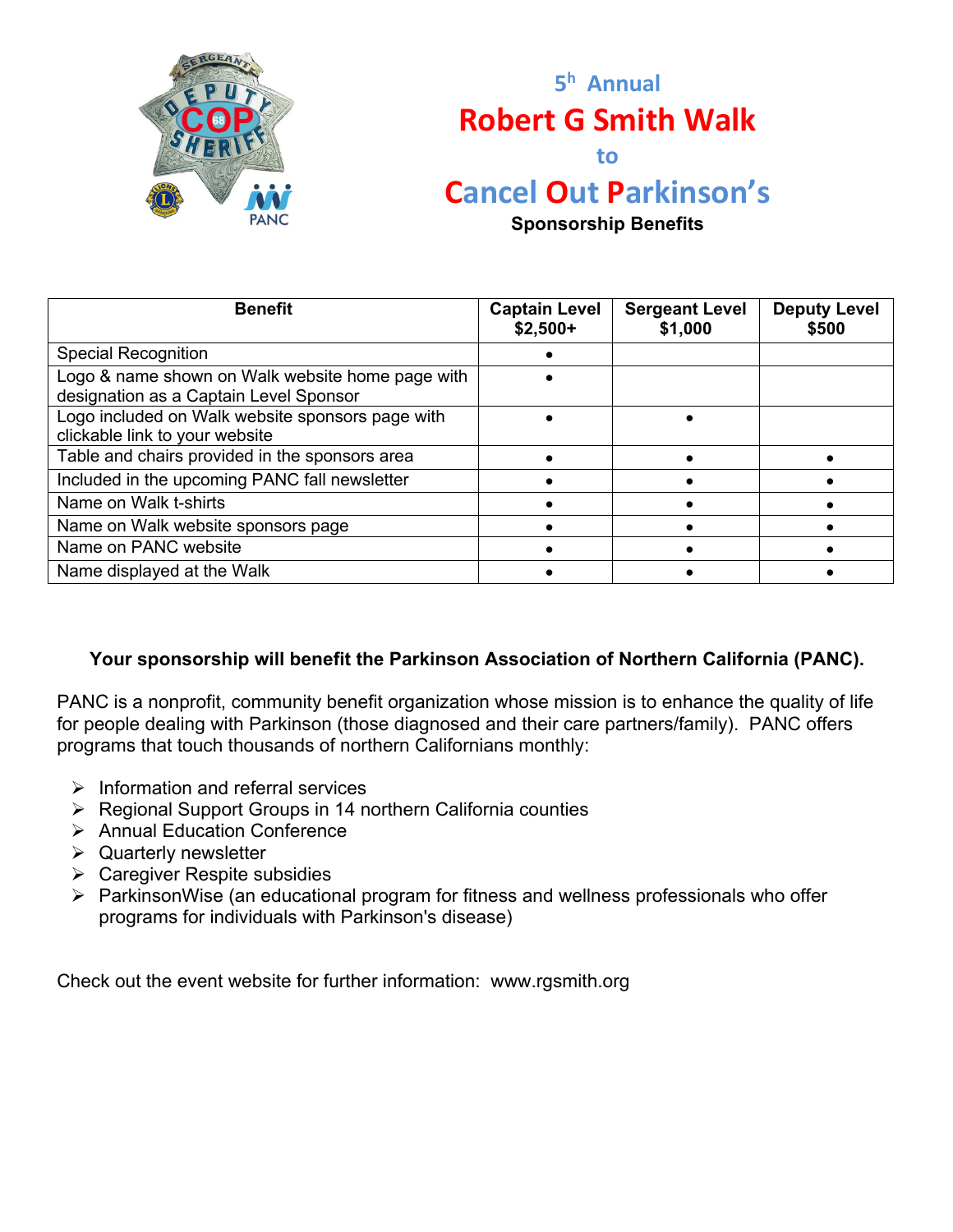# 5h Annual

# Robert G Smith Walk

to

# Cancel Out Parkinson's

**Sponsorship Benefits**

| Benefit | Captain Level $2,500+ | Sergeant Level $1,000 | Deputy Level $500 |
|---|---|---|---|
| Special Recognition | • | | |
| Logo & name shown on Walk website home page with designation as a Captain Level Sponsor | • | | |
| Logo included on Walk website sponsors page with clickable link to your website | • | • | |
| Table and chairs provided in the sponsors area | • | • | • |
| Included in the upcoming PANC fall newsletter | • | • | • |
| Name on Walk t-shirts | • | • | • |
| Name on Walk website sponsors page | • | • | • |
| Name on PANC website | • | • | • |
| Name displayed at the Walk | • | • | • |

**Your sponsorship will benefit the Parkinson Association of Northern California (PANC).**

PANC is a nonprofit, community benefit organization whose mission is to enhance the quality of life for people dealing with Parkinson (those diagnosed and their care partners/family). PANC offers programs that touch thousands of northern Californians monthly:

- Information and referral services
- Regional Support Groups in 14 northern California counties
- Annual Education Conference
- Quarterly newsletter
- Caregiver Respite subsidies
- ParkinsonWise (an educational program for fitness and wellness professionals who offer programs for individuals with Parkinson's disease)

Check out the event website for further information: www.rgsmith.org